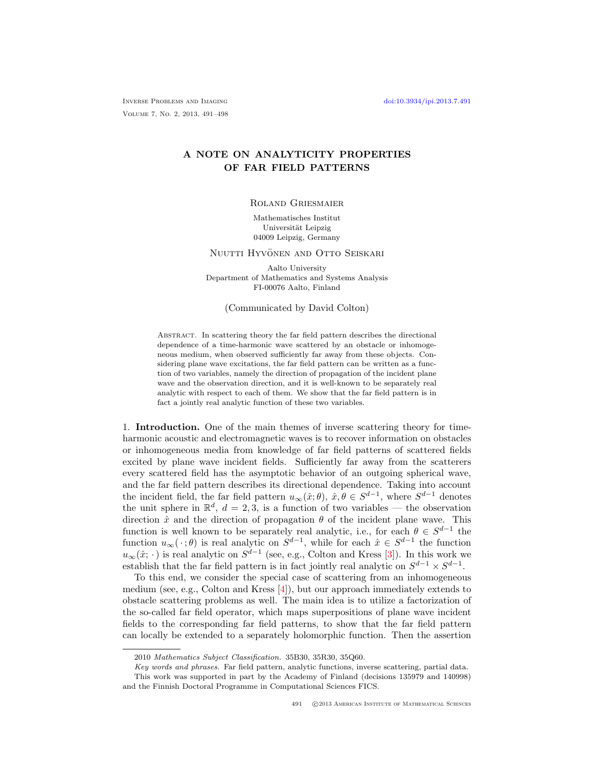# A NOTE ON ANALYTICITY PROPERTIES OF FAR FIELD PATTERNS

Roland Griesmaier

Mathematisches Institut
Universität Leipzig
04009 Leipzig, Germany

Nuutti Hyvönen and Otto Seiskari

Aalto University
Department of Mathematics and Systems Analysis
FI-00076 Aalto, Finland

(Communicated by David Colton)

Abstract. In scattering theory the far field pattern describes the directional dependence of a time-harmonic wave scattered by an obstacle or inhomogeneous medium, when observed sufficiently far away from these objects. Considering plane wave excitations, the far field pattern can be written as a function of two variables, namely the direction of propagation of the incident plane wave and the observation direction, and it is well-known to be separately real analytic with respect to each of them. We show that the far field pattern is in fact a jointly real analytic function of these two variables.

## 1. Introduction.

One of the main themes of inverse scattering theory for time-harmonic acoustic and electromagnetic waves is to recover information on obstacles or inhomogeneous media from knowledge of far field patterns of scattered fields excited by plane wave incident fields. Sufficiently far away from the scatterers every scattered field has the asymptotic behavior of an outgoing spherical wave, and the far field pattern describes its directional dependence. Taking into account the incident field, the far field pattern $u_\infty(\hat{x};\theta)$, $\hat{x},\theta \in S^{d-1}$, where $S^{d-1}$ denotes the unit sphere in $\mathbb{R}^d$, $d = 2, 3$, is a function of two variables — the observation direction $\hat{x}$ and the direction of propagation $\theta$ of the incident plane wave. This function is well known to be separately real analytic, i.e., for each $\theta \in S^{d-1}$ the function $u_\infty(\,\cdot\,;\theta)$ is real analytic on $S^{d-1}$, while for each $\hat{x} \in S^{d-1}$ the function $u_\infty(\hat{x};\,\cdot\,)$ is real analytic on $S^{d-1}$ (see, e.g., Colton and Kress [3]). In this work we establish that the far field pattern is in fact jointly real analytic on $S^{d-1} \times S^{d-1}$.

To this end, we consider the special case of scattering from an inhomogeneous medium (see, e.g., Colton and Kress [4]), but our approach immediately extends to obstacle scattering problems as well. The main idea is to utilize a factorization of the so-called far field operator, which maps superpositions of plane wave incident fields to the corresponding far field patterns, to show that the far field pattern can locally be extended to a separately holomorphic function. Then the assertion

---

2010 *Mathematics Subject Classification.* 35B30, 35R30, 35Q60.

*Key words and phrases.* Far field pattern, analytic functions, inverse scattering, partial data.

This work was supported in part by the Academy of Finland (decisions 135979 and 140998) and the Finnish Doctoral Programme in Computational Sciences FICS.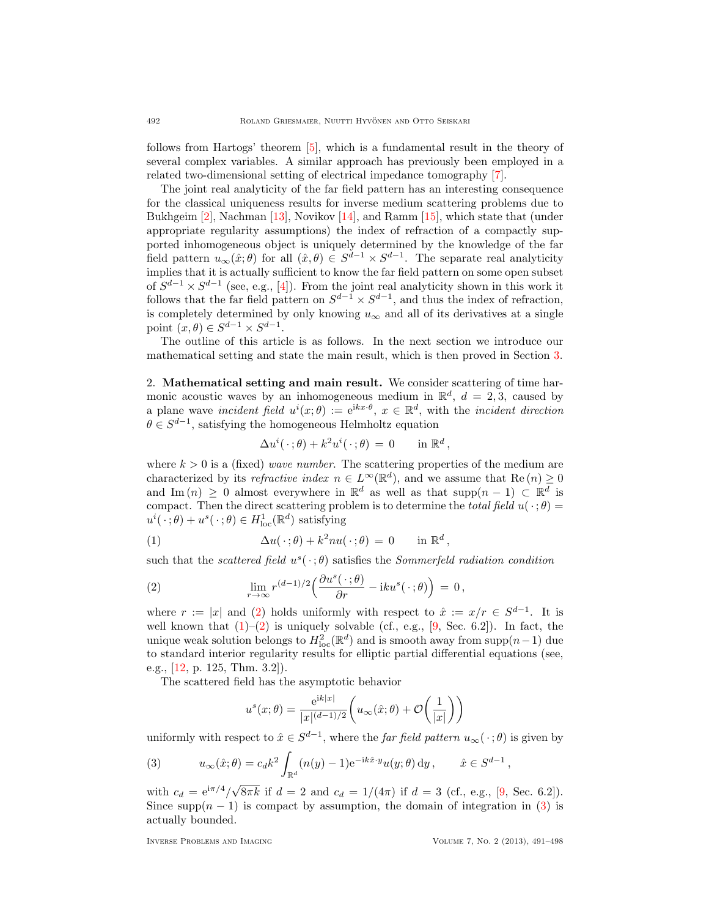follows from Hartogs' theorem [5], which is a fundamental result in the theory of several complex variables. A similar approach has previously been employed in a related two-dimensional setting of electrical impedance tomography [7].

The joint real analyticity of the far field pattern has an interesting consequence for the classical uniqueness results for inverse medium scattering problems due to Bukhgeim [2], Nachman [13], Novikov [14], and Ramm [15], which state that (under appropriate regularity assumptions) the index of refraction of a compactly supported inhomogeneous object is uniquely determined by the knowledge of the far field pattern $u_\infty(\hat{x};\theta)$ for all $(\hat{x},\theta) \in S^{d-1} \times S^{d-1}$. The separate real analyticity implies that it is actually sufficient to know the far field pattern on some open subset of $S^{d-1} \times S^{d-1}$ (see, e.g., [4]). From the joint real analyticity shown in this work it follows that the far field pattern on $S^{d-1} \times S^{d-1}$, and thus the index of refraction, is completely determined by only knowing $u_\infty$ and all of its derivatives at a single point $(x,\theta) \in S^{d-1} \times S^{d-1}$.

The outline of this article is as follows. In the next section we introduce our mathematical setting and state the main result, which is then proved in Section 3.

## 2. Mathematical setting and main result.

We consider scattering of time harmonic acoustic waves by an inhomogeneous medium in $\mathbb{R}^d$, $d = 2, 3$, caused by a plane wave *incident field* $u^i(x;\theta) := \mathrm{e}^{\mathrm{i}kx\cdot\theta}$, $x \in \mathbb{R}^d$, with the *incident direction* $\theta \in S^{d-1}$, satisfying the homogeneous Helmholtz equation

$$\Delta u^i(\,\cdot\,;\theta) + k^2 u^i(\,\cdot\,;\theta) \,=\, 0 \qquad \text{in } \mathbb{R}^d\,,$$

where $k > 0$ is a (fixed) *wave number*. The scattering properties of the medium are characterized by its *refractive index* $n \in L^\infty(\mathbb{R}^d)$, and we assume that $\mathrm{Re}\,(n) \geq 0$ and $\mathrm{Im}\,(n) \geq 0$ almost everywhere in $\mathbb{R}^d$ as well as that $\mathrm{supp}(n-1) \subset \mathbb{R}^d$ is compact. Then the direct scattering problem is to determine the *total field* $u(\,\cdot\,;\theta) = u^i(\,\cdot\,;\theta) + u^s(\,\cdot\,;\theta) \in H^1_{\mathrm{loc}}(\mathbb{R}^d)$ satisfying

$$\Delta u(\,\cdot\,;\theta) + k^2 n u(\,\cdot\,;\theta) \,=\, 0 \qquad \text{in } \mathbb{R}^d\,, \tag{1}$$

such that the *scattered field* $u^s(\,\cdot\,;\theta)$ satisfies the *Sommerfeld radiation condition*

$$\lim_{r\to\infty} r^{(d-1)/2}\Big(\frac{\partial u^s(\,\cdot\,;\theta)}{\partial r} - \mathrm{i}k u^s(\,\cdot\,;\theta)\Big) \,=\, 0\,, \tag{2}$$

where $r := |x|$ and (2) holds uniformly with respect to $\hat{x} := x/r \in S^{d-1}$. It is well known that (1)–(2) is uniquely solvable (cf., e.g., [9, Sec. 6.2]). In fact, the unique weak solution belongs to $H^2_{\mathrm{loc}}(\mathbb{R}^d)$ and is smooth away from $\mathrm{supp}(n-1)$ due to standard interior regularity results for elliptic partial differential equations (see, e.g., [12, p. 125, Thm. 3.2]).

The scattered field has the asymptotic behavior

$$u^s(x;\theta) = \frac{\mathrm{e}^{\mathrm{i}k|x|}}{|x|^{(d-1)/2}}\bigg(u_\infty(\hat{x};\theta) + \mathcal{O}\Big(\frac{1}{|x|}\Big)\bigg)$$

uniformly with respect to $\hat{x} \in S^{d-1}$, where the *far field pattern* $u_\infty(\,\cdot\,;\theta)$ is given by

$$u_\infty(\hat{x};\theta) = c_d k^2 \int_{\mathbb{R}^d} (n(y)-1)\mathrm{e}^{-\mathrm{i}k\hat{x}\cdot y} u(y;\theta)\,\mathrm{d}y\,, \qquad \hat{x} \in S^{d-1}\,, \tag{3}$$

with $c_d = \mathrm{e}^{\mathrm{i}\pi/4}/\sqrt{8\pi k}$ if $d = 2$ and $c_d = 1/(4\pi)$ if $d = 3$ (cf., e.g., [9, Sec. 6.2]). Since $\mathrm{supp}(n-1)$ is compact by assumption, the domain of integration in (3) is actually bounded.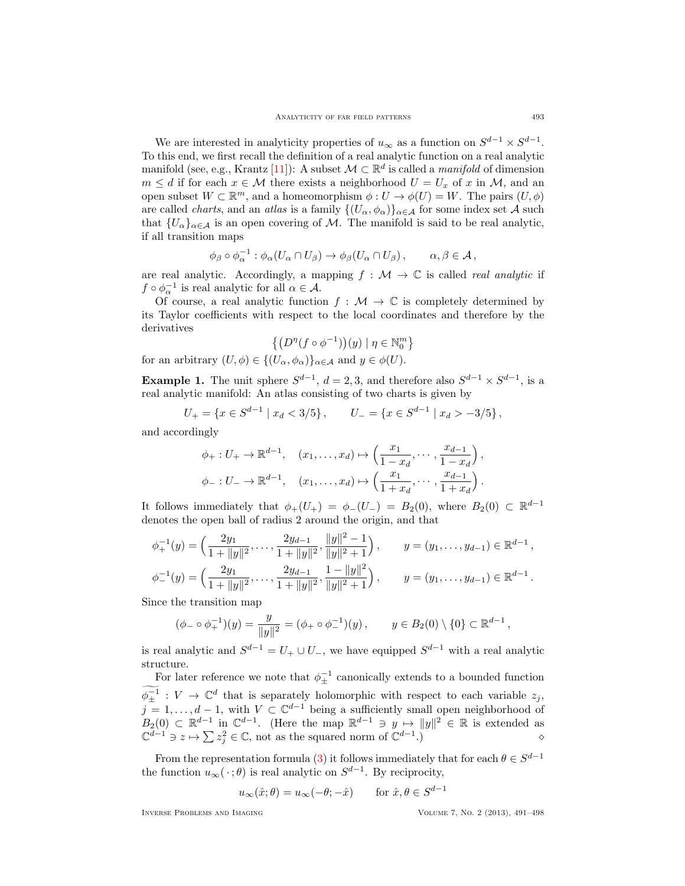We are interested in analyticity properties of $u_\infty$ as a function on $S^{d-1} \times S^{d-1}$. To this end, we first recall the definition of a real analytic function on a real analytic manifold (see, e.g., Krantz [11]): A subset $\mathcal{M} \subset \mathbb{R}^d$ is called a *manifold* of dimension $m \le d$ if for each $x \in \mathcal{M}$ there exists a neighborhood $U = U_x$ of $x$ in $\mathcal{M}$, and an open subset $W \subset \mathbb{R}^m$, and a homeomorphism $\phi : U \to \phi(U) = W$. The pairs $(U, \phi)$ are called *charts*, and an *atlas* is a family $\{(U_\alpha, \phi_\alpha)\}_{\alpha \in \mathcal{A}}$ for some index set $\mathcal{A}$ such that $\{U_\alpha\}_{\alpha \in \mathcal{A}}$ is an open covering of $\mathcal{M}$. The manifold is said to be real analytic, if all transition maps

$$\phi_\beta \circ \phi_\alpha^{-1} : \phi_\alpha(U_\alpha \cap U_\beta) \to \phi_\beta(U_\alpha \cap U_\beta)\,, \qquad \alpha, \beta \in \mathcal{A}\,,$$

are real analytic. Accordingly, a mapping $f : \mathcal{M} \to \mathbb{C}$ is called *real analytic* if $f \circ \phi_\alpha^{-1}$ is real analytic for all $\alpha \in \mathcal{A}$.

Of course, a real analytic function $f : \mathcal{M} \to \mathbb{C}$ is completely determined by its Taylor coefficients with respect to the local coordinates and therefore by the derivatives

$$\big\{ \big( D^\eta (f \circ \phi^{-1}) \big)(y) \mid \eta \in \mathbb{N}_0^m \big\}$$

for an arbitrary $(U, \phi) \in \{(U_\alpha, \phi_\alpha)\}_{\alpha \in \mathcal{A}}$ and $y \in \phi(U)$.

**Example 1.** The unit sphere $S^{d-1}$, $d = 2, 3$, and therefore also $S^{d-1} \times S^{d-1}$, is a real analytic manifold: An atlas consisting of two charts is given by

$$U_+ = \{x \in S^{d-1} \mid x_d < 3/5\}\,, \qquad U_- = \{x \in S^{d-1} \mid x_d > -3/5\}\,,$$

and accordingly

$$\phi_+ : U_+ \to \mathbb{R}^{d-1}, \quad (x_1, \ldots, x_d) \mapsto \Big( \frac{x_1}{1 - x_d}, \cdots, \frac{x_{d-1}}{1 - x_d} \Big)\,,$$
$$\phi_- : U_- \to \mathbb{R}^{d-1}, \quad (x_1, \ldots, x_d) \mapsto \Big( \frac{x_1}{1 + x_d}, \cdots, \frac{x_{d-1}}{1 + x_d} \Big)\,.$$

It follows immediately that $\phi_+(U_+) = \phi_-(U_-) = B_2(0)$, where $B_2(0) \subset \mathbb{R}^{d-1}$ denotes the open ball of radius 2 around the origin, and that

$$\phi_+^{-1}(y) = \Big( \frac{2y_1}{1 + \|y\|^2}, \ldots, \frac{2y_{d-1}}{1 + \|y\|^2}, \frac{\|y\|^2 - 1}{\|y\|^2 + 1} \Big)\,, \qquad y = (y_1, \ldots, y_{d-1}) \in \mathbb{R}^{d-1}\,,$$
$$\phi_-^{-1}(y) = \Big( \frac{2y_1}{1 + \|y\|^2}, \ldots, \frac{2y_{d-1}}{1 + \|y\|^2}, \frac{1 - \|y\|^2}{\|y\|^2 + 1} \Big)\,, \qquad y = (y_1, \ldots, y_{d-1}) \in \mathbb{R}^{d-1}\,.$$

Since the transition map

$$(\phi_- \circ \phi_+^{-1})(y) = \frac{y}{\|y\|^2} = (\phi_+ \circ \phi_-^{-1})(y)\,, \qquad y \in B_2(0) \setminus \{0\} \subset \mathbb{R}^{d-1}\,,$$

is real analytic and $S^{d-1} = U_+ \cup U_-$, we have equipped $S^{d-1}$ with a real analytic structure.

For later reference we note that $\phi_\pm^{-1}$ canonically extends to a bounded function $\widetilde{\phi_\pm^{-1}} : V \to \mathbb{C}^d$ that is separately holomorphic with respect to each variable $z_j$, $j = 1, \ldots, d-1$, with $V \subset \mathbb{C}^{d-1}$ being a sufficiently small open neighborhood of $B_2(0) \subset \mathbb{R}^{d-1}$ in $\mathbb{C}^{d-1}$. (Here the map $\mathbb{R}^{d-1} \ni y \mapsto \|y\|^2 \in \mathbb{R}$ is extended as $\mathbb{C}^{d-1} \ni z \mapsto \sum z_j^2 \in \mathbb{C}$, not as the squared norm of $\mathbb{C}^{d-1}$.) $\diamond$

From the representation formula (3) it follows immediately that for each $\theta \in S^{d-1}$ the function $u_\infty(\,\cdot\,;\theta)$ is real analytic on $S^{d-1}$. By reciprocity,

$$u_\infty(\hat{x};\theta) = u_\infty(-\theta;-\hat{x}) \qquad \text{for } \hat{x}, \theta \in S^{d-1}$$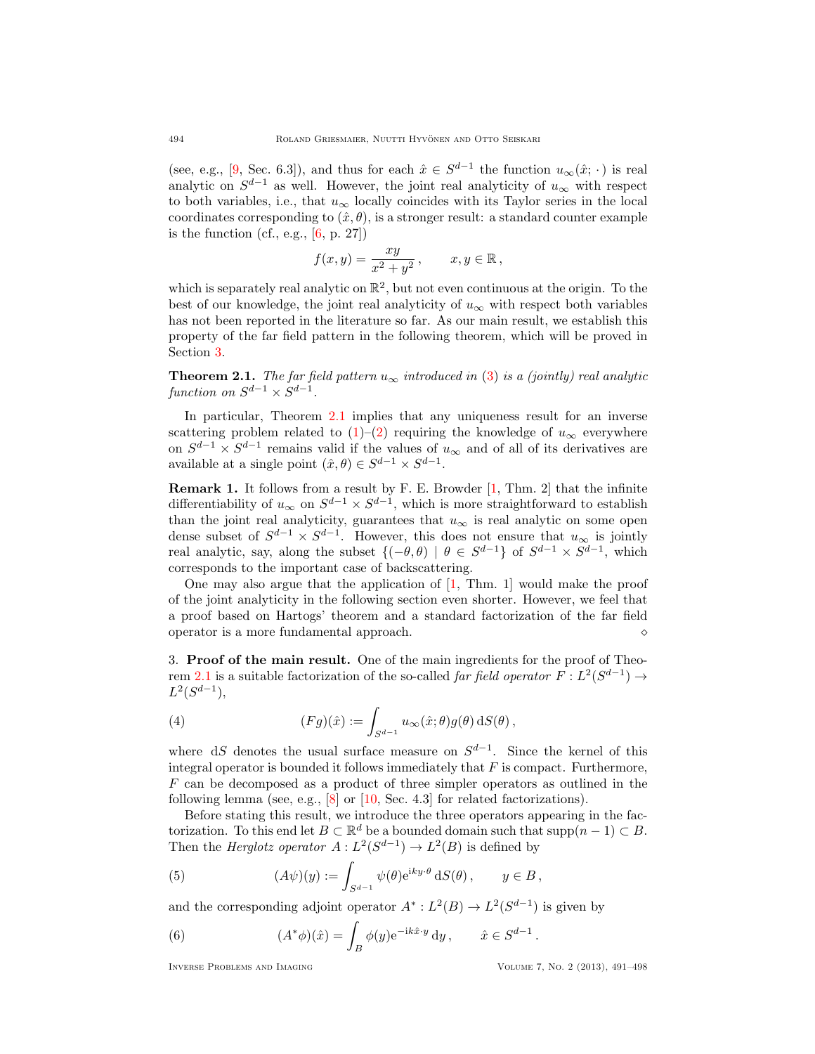(see, e.g., [9, Sec. 6.3]), and thus for each $\hat{x} \in S^{d-1}$ the function $u_\infty(\hat{x};\,\cdot)$ is real analytic on $S^{d-1}$ as well. However, the joint real analyticity of $u_\infty$ with respect to both variables, i.e., that $u_\infty$ locally coincides with its Taylor series in the local coordinates corresponding to $(\hat{x}, \theta)$, is a stronger result: a standard counter example is the function (cf., e.g., [6, p. 27])

$$f(x,y) = \frac{xy}{x^2+y^2}\,, \qquad x, y \in \mathbb{R}\,,$$

which is separately real analytic on $\mathbb{R}^2$, but not even continuous at the origin. To the best of our knowledge, the joint real analyticity of $u_\infty$ with respect both variables has not been reported in the literature so far. As our main result, we establish this property of the far field pattern in the following theorem, which will be proved in Section 3.

**Theorem 2.1.** *The far field pattern $u_\infty$ introduced in (3) is a (jointly) real analytic function on $S^{d-1} \times S^{d-1}$.*

In particular, Theorem 2.1 implies that any uniqueness result for an inverse scattering problem related to (1)–(2) requiring the knowledge of $u_\infty$ everywhere on $S^{d-1} \times S^{d-1}$ remains valid if the values of $u_\infty$ and of all of its derivatives are available at a single point $(\hat{x}, \theta) \in S^{d-1} \times S^{d-1}$.

**Remark 1.** It follows from a result by F. E. Browder [1, Thm. 2] that the infinite differentiability of $u_\infty$ on $S^{d-1} \times S^{d-1}$, which is more straightforward to establish than the joint real analyticity, guarantees that $u_\infty$ is real analytic on some open dense subset of $S^{d-1} \times S^{d-1}$. However, this does not ensure that $u_\infty$ is jointly real analytic, say, along the subset $\{(-\theta, \theta) \mid \theta \in S^{d-1}\}$ of $S^{d-1} \times S^{d-1}$, which corresponds to the important case of backscattering.

One may also argue that the application of [1, Thm. 1] would make the proof of the joint analyticity in the following section even shorter. However, we feel that a proof based on Hartogs' theorem and a standard factorization of the far field operator is a more fundamental approach. $\diamond$

## 3. Proof of the main result.

One of the main ingredients for the proof of Theorem 2.1 is a suitable factorization of the so-called *far field operator* $F : L^2(S^{d-1}) \to L^2(S^{d-1})$,

$$(Fg)(\hat{x}) := \int_{S^{d-1}} u_\infty(\hat{x};\theta) g(\theta)\,\mathrm{d}S(\theta)\,, \tag{4}$$

where $\mathrm{d}S$ denotes the usual surface measure on $S^{d-1}$. Since the kernel of this integral operator is bounded it follows immediately that $F$ is compact. Furthermore, $F$ can be decomposed as a product of three simpler operators as outlined in the following lemma (see, e.g., [8] or [10, Sec. 4.3] for related factorizations).

Before stating this result, we introduce the three operators appearing in the factorization. To this end let $B \subset \mathbb{R}^d$ be a bounded domain such that $\operatorname{supp}(n-1) \subset B$. Then the *Herglotz operator* $A : L^2(S^{d-1}) \to L^2(B)$ is defined by

$$(A\psi)(y) := \int_{S^{d-1}} \psi(\theta) \mathrm{e}^{\mathrm{i}ky\cdot\theta}\,\mathrm{d}S(\theta)\,, \qquad y \in B\,, \tag{5}$$

and the corresponding adjoint operator $A^* : L^2(B) \to L^2(S^{d-1})$ is given by

$$(A^*\phi)(\hat{x}) = \int_B \phi(y) \mathrm{e}^{-\mathrm{i}k\hat{x}\cdot y}\,\mathrm{d}y\,, \qquad \hat{x} \in S^{d-1}\,. \tag{6}$$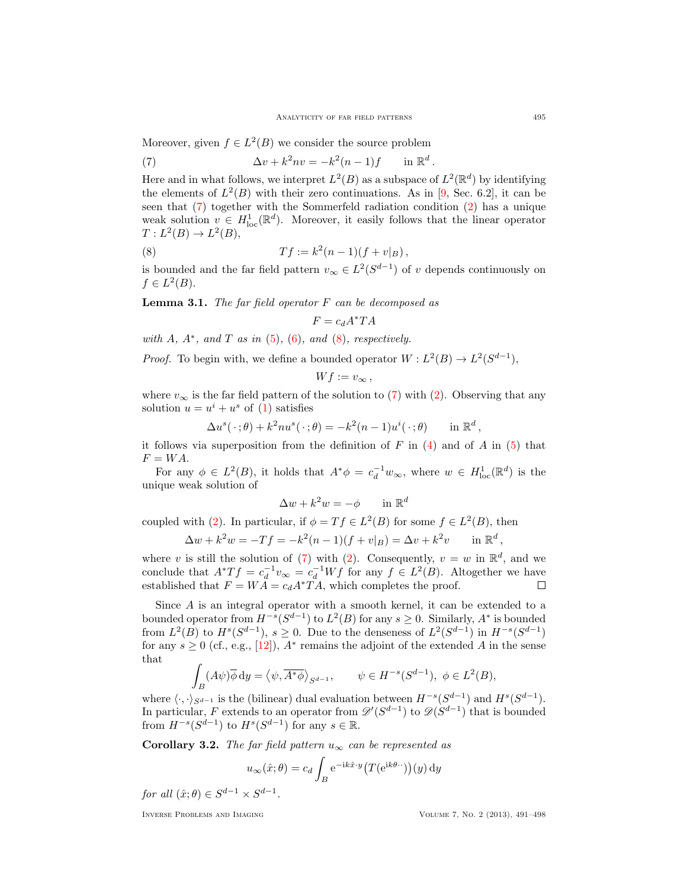Moreover, given $f \in L^2(B)$ we consider the source problem

$$\Delta v + k^2 n v = -k^2(n-1)f \qquad \text{in } \mathbb{R}^d\,. \tag{7}$$

Here and in what follows, we interpret $L^2(B)$ as a subspace of $L^2(\mathbb{R}^d)$ by identifying the elements of $L^2(B)$ with their zero continuations. As in [9, Sec. 6.2], it can be seen that (7) together with the Sommerfeld radiation condition (2) has a unique weak solution $v \in H^1_{\mathrm{loc}}(\mathbb{R}^d)$. Moreover, it easily follows that the linear operator $T : L^2(B) \to L^2(B)$,

$$Tf := k^2(n-1)(f + v|_B)\,, \tag{8}$$

is bounded and the far field pattern $v_\infty \in L^2(S^{d-1})$ of $v$ depends continuously on $f \in L^2(B)$.

**Lemma 3.1.** *The far field operator $F$ can be decomposed as*

$$F = c_d A^* T A$$

*with $A$, $A^*$, and $T$ as in (5), (6), and (8), respectively.*

*Proof.* To begin with, we define a bounded operator $W : L^2(B) \to L^2(S^{d-1})$,

$$Wf := v_\infty\,,$$

where $v_\infty$ is the far field pattern of the solution to (7) with (2). Observing that any solution $u = u^i + u^s$ of (1) satisfies

$$\Delta u^s(\,\cdot\,;\theta) + k^2 n u^s(\,\cdot\,;\theta) = -k^2(n-1)u^i(\,\cdot\,;\theta) \qquad \text{in } \mathbb{R}^d\,,$$

it follows via superposition from the definition of $F$ in (4) and of $A$ in (5) that $F = WA$.

For any $\phi \in L^2(B)$, it holds that $A^*\phi = c_d^{-1} w_\infty$, where $w \in H^1_{\mathrm{loc}}(\mathbb{R}^d)$ is the unique weak solution of

$$\Delta w + k^2 w = -\phi \qquad \text{in } \mathbb{R}^d$$

coupled with (2). In particular, if $\phi = Tf \in L^2(B)$ for some $f \in L^2(B)$, then

$$\Delta w + k^2 w = -Tf = -k^2(n-1)(f + v|_B) = \Delta v + k^2 v \qquad \text{in } \mathbb{R}^d\,,$$

where $v$ is still the solution of (7) with (2). Consequently, $v = w$ in $\mathbb{R}^d$, and we conclude that $A^*Tf = c_d^{-1} v_\infty = c_d^{-1} Wf$ for any $f \in L^2(B)$. Altogether we have established that $F = WA = c_d A^* T A$, which completes the proof. $\square$

Since $A$ is an integral operator with a smooth kernel, it can be extended to a bounded operator from $H^{-s}(S^{d-1})$ to $L^2(B)$ for any $s \geq 0$. Similarly, $A^*$ is bounded from $L^2(B)$ to $H^s(S^{d-1})$, $s \geq 0$. Due to the denseness of $L^2(S^{d-1})$ in $H^{-s}(S^{d-1})$ for any $s \geq 0$ (cf., e.g., [12]), $A^*$ remains the adjoint of the extended $A$ in the sense that

$$\int_B (A\psi)\overline{\phi}\,\mathrm{d}y = \big\langle \psi, \overline{A^*\phi}\big\rangle_{S^{d-1}}, \qquad \psi \in H^{-s}(S^{d-1}),\ \phi \in L^2(B),$$

where $\langle\cdot,\cdot\rangle_{S^{d-1}}$ is the (bilinear) dual evaluation between $H^{-s}(S^{d-1})$ and $H^s(S^{d-1})$. In particular, $F$ extends to an operator from $\mathscr{D}'(S^{d-1})$ to $\mathscr{D}(S^{d-1})$ that is bounded from $H^{-s}(S^{d-1})$ to $H^s(S^{d-1})$ for any $s \in \mathbb{R}$.

**Corollary 3.2.** *The far field pattern $u_\infty$ can be represented as*

$$u_\infty(\hat{x};\theta) = c_d \int_B \mathrm{e}^{-\mathrm{i}k\hat{x}\cdot y}\big(T(\mathrm{e}^{\mathrm{i}k\theta\cdot\cdot})\big)(y)\,\mathrm{d}y$$

*for all $(\hat{x};\theta) \in S^{d-1} \times S^{d-1}$.*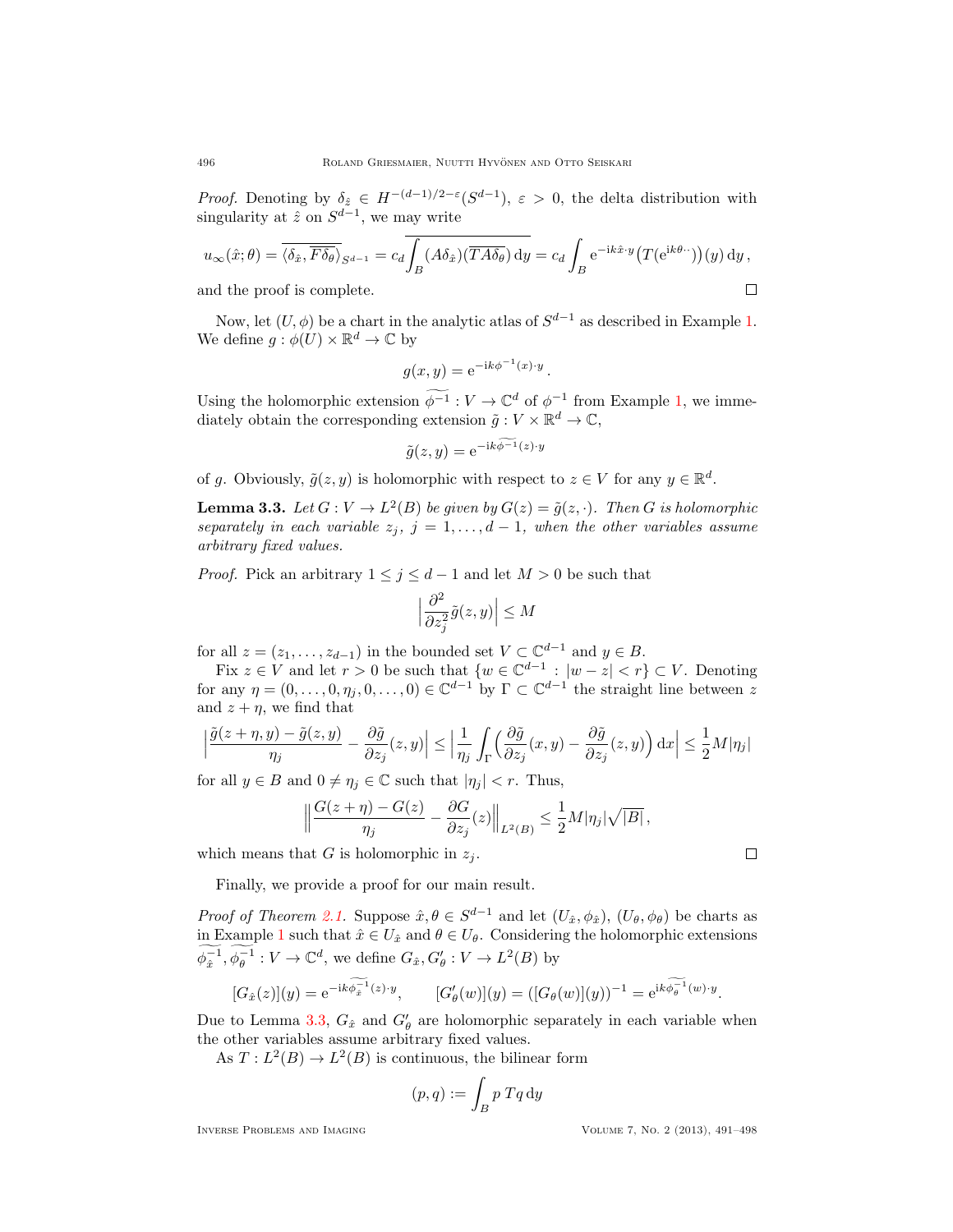*Proof.* Denoting by $\delta_{\hat{z}} \in H^{-(d-1)/2-\varepsilon}(S^{d-1})$, $\varepsilon > 0$, the delta distribution with singularity at $\hat{z}$ on $S^{d-1}$, we may write

$$u_\infty(\hat{x};\theta) = \overline{\langle \delta_{\hat{x}}, \overline{F\delta_\theta}\rangle_{S^{d-1}}} = c_d \overline{\int_B (A\delta_{\hat{x}})(\overline{TA\delta_\theta})\,\mathrm{d}y} = c_d \int_B \mathrm{e}^{-\mathrm{i}k\hat{x}\cdot y}\big(T(\mathrm{e}^{\mathrm{i}k\theta\cdot\cdot})\big)(y)\,\mathrm{d}y\,,$$

and the proof is complete. $\square$

Now, let $(U,\phi)$ be a chart in the analytic atlas of $S^{d-1}$ as described in Example 1. We define $g : \phi(U)\times\mathbb{R}^d \to \mathbb{C}$ by

$$g(x,y) = \mathrm{e}^{-\mathrm{i}k\phi^{-1}(x)\cdot y}\,.$$

Using the holomorphic extension $\widetilde{\phi^{-1}} : V \to \mathbb{C}^d$ of $\phi^{-1}$ from Example 1, we immediately obtain the corresponding extension $\tilde{g} : V\times\mathbb{R}^d \to \mathbb{C}$,

$$\tilde{g}(z,y) = \mathrm{e}^{-\mathrm{i}k\widetilde{\phi^{-1}}(z)\cdot y}$$

of $g$. Obviously, $\tilde{g}(z,y)$ is holomorphic with respect to $z \in V$ for any $y \in \mathbb{R}^d$.

**Lemma 3.3.** *Let $G : V \to L^2(B)$ be given by $G(z) = \tilde{g}(z,\cdot)$. Then $G$ is holomorphic separately in each variable $z_j$, $j = 1,\ldots,d-1$, when the other variables assume arbitrary fixed values.*

*Proof.* Pick an arbitrary $1 \le j \le d-1$ and let $M > 0$ be such that

$$\Big|\frac{\partial^2}{\partial z_j^2}\tilde{g}(z,y)\Big| \le M$$

for all $z = (z_1,\ldots,z_{d-1})$ in the bounded set $V \subset \mathbb{C}^{d-1}$ and $y \in B$.

Fix $z \in V$ and let $r > 0$ be such that $\{w \in \mathbb{C}^{d-1} : |w-z| < r\} \subset V$. Denoting for any $\eta = (0,\ldots,0,\eta_j,0,\ldots,0) \in \mathbb{C}^{d-1}$ by $\Gamma \subset \mathbb{C}^{d-1}$ the straight line between $z$ and $z+\eta$, we find that

$$\Big|\frac{\tilde{g}(z+\eta,y)-\tilde{g}(z,y)}{\eta_j} - \frac{\partial\tilde{g}}{\partial z_j}(z,y)\Big| \le \Big|\frac{1}{\eta_j}\int_\Gamma\Big(\frac{\partial\tilde{g}}{\partial z_j}(x,y) - \frac{\partial\tilde{g}}{\partial z_j}(z,y)\Big)\,\mathrm{d}x\Big| \le \frac{1}{2}M|\eta_j|$$

for all $y \in B$ and $0 \ne \eta_j \in \mathbb{C}$ such that $|\eta_j| < r$. Thus,

$$\Big\|\frac{G(z+\eta)-G(z)}{\eta_j} - \frac{\partial G}{\partial z_j}(z)\Big\|_{L^2(B)} \le \frac{1}{2}M|\eta_j|\sqrt{|B|}\,,$$

which means that $G$ is holomorphic in $z_j$. $\square$

Finally, we provide a proof for our main result.

*Proof of Theorem 2.1.* Suppose $\hat{x},\theta \in S^{d-1}$ and let $(U_{\hat{x}},\phi_{\hat{x}})$, $(U_\theta,\phi_\theta)$ be charts as in Example 1 such that $\hat{x} \in U_{\hat{x}}$ and $\theta \in U_\theta$. Considering the holomorphic extensions $\widetilde{\phi_{\hat{x}}^{-1}}, \widetilde{\phi_\theta^{-1}} : V \to \mathbb{C}^d$, we define $G_{\hat{x}}, G'_\theta : V \to L^2(B)$ by

$$[G_{\hat{x}}(z)](y) = \mathrm{e}^{-\mathrm{i}k\widetilde{\phi_{\hat{x}}^{-1}}(z)\cdot y}, \qquad [G'_\theta(w)](y) = ([G_\theta(w)](y))^{-1} = \mathrm{e}^{\mathrm{i}k\widetilde{\phi_\theta^{-1}}(w)\cdot y}.$$

Due to Lemma 3.3, $G_{\hat{x}}$ and $G'_\theta$ are holomorphic separately in each variable when the other variables assume arbitrary fixed values.

As $T : L^2(B) \to L^2(B)$ is continuous, the bilinear form

$$(p,q) := \int_B p\,Tq\,\mathrm{d}y$$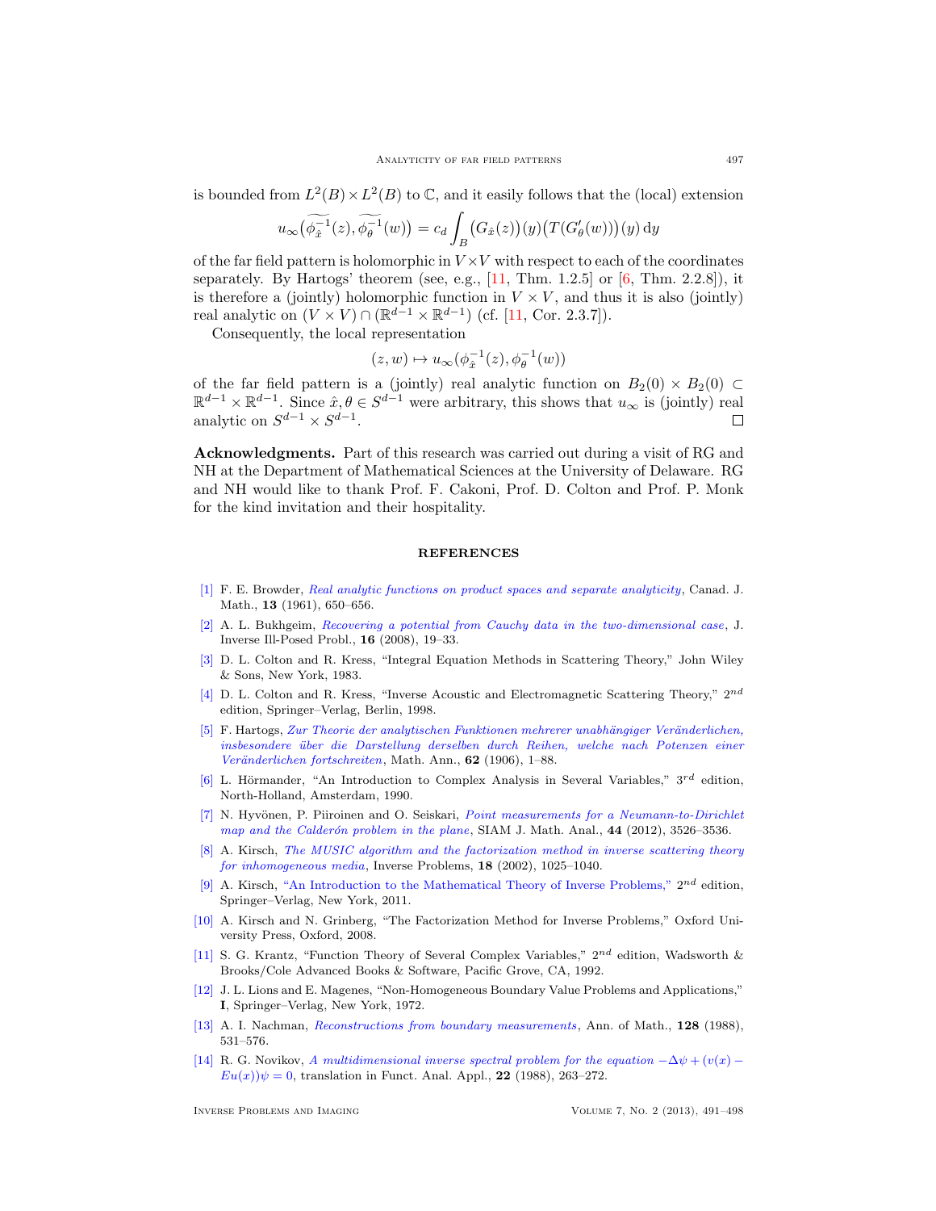is bounded from $L^2(B) \times L^2(B)$ to $\mathbb{C}$, and it easily follows that the (local) extension

$$u_\infty\big(\widetilde{\phi_{\hat{x}}^{-1}}(z), \widetilde{\phi_\theta^{-1}}(w)\big) = c_d \int_B \big(G_{\hat{x}}(z)\big)(y)\big(T(G'_\theta(w))\big)(y)\,\mathrm{d}y$$

of the far field pattern is holomorphic in $V \times V$ with respect to each of the coordinates separately. By Hartogs' theorem (see, e.g., [11, Thm. 1.2.5] or [6, Thm. 2.2.8]), it is therefore a (jointly) holomorphic function in $V \times V$, and thus it is also (jointly) real analytic on $(V \times V) \cap (\mathbb{R}^{d-1} \times \mathbb{R}^{d-1})$ (cf. [11, Cor. 2.3.7]).

Consequently, the local representation

$$(z, w) \mapsto u_\infty(\phi_{\hat{x}}^{-1}(z), \phi_\theta^{-1}(w))$$

of the far field pattern is a (jointly) real analytic function on $B_2(0) \times B_2(0) \subset \mathbb{R}^{d-1} \times \mathbb{R}^{d-1}$. Since $\hat{x}, \theta \in S^{d-1}$ were arbitrary, this shows that $u_\infty$ is (jointly) real analytic on $S^{d-1} \times S^{d-1}$. $\square$

**Acknowledgments.** Part of this research was carried out during a visit of RG and NH at the Department of Mathematical Sciences at the University of Delaware. RG and NH would like to thank Prof. F. Cakoni, Prof. D. Colton and Prof. P. Monk for the kind invitation and their hospitality.

## REFERENCES

[1] F. E. Browder, *Real analytic functions on product spaces and separate analyticity*, Canad. J. Math., **13** (1961), 650–656.

[2] A. L. Bukhgeim, *Recovering a potential from Cauchy data in the two-dimensional case*, J. Inverse Ill-Posed Probl., **16** (2008), 19–33.

[3] D. L. Colton and R. Kress, "Integral Equation Methods in Scattering Theory," John Wiley & Sons, New York, 1983.

[4] D. L. Colton and R. Kress, "Inverse Acoustic and Electromagnetic Scattering Theory," $2^{nd}$ edition, Springer–Verlag, Berlin, 1998.

[5] F. Hartogs, *Zur Theorie der analytischen Funktionen mehrerer unabhängiger Veränderlichen, insbesondere über die Darstellung derselben durch Reihen, welche nach Potenzen einer Veränderlichen fortschreiten*, Math. Ann., **62** (1906), 1–88.

[6] L. Hörmander, "An Introduction to Complex Analysis in Several Variables," $3^{rd}$ edition, North-Holland, Amsterdam, 1990.

[7] N. Hyvönen, P. Piiroinen and O. Seiskari, *Point measurements for a Neumann-to-Dirichlet map and the Calderón problem in the plane*, SIAM J. Math. Anal., **44** (2012), 3526–3536.

[8] A. Kirsch, *The MUSIC algorithm and the factorization method in inverse scattering theory for inhomogeneous media*, Inverse Problems, **18** (2002), 1025–1040.

[9] A. Kirsch, "An Introduction to the Mathematical Theory of Inverse Problems," $2^{nd}$ edition, Springer–Verlag, New York, 2011.

[10] A. Kirsch and N. Grinberg, "The Factorization Method for Inverse Problems," Oxford University Press, Oxford, 2008.

[11] S. G. Krantz, "Function Theory of Several Complex Variables," $2^{nd}$ edition, Wadsworth & Brooks/Cole Advanced Books & Software, Pacific Grove, CA, 1992.

[12] J. L. Lions and E. Magenes, "Non-Homogeneous Boundary Value Problems and Applications," **I**, Springer–Verlag, New York, 1972.

[13] A. I. Nachman, *Reconstructions from boundary measurements*, Ann. of Math., **128** (1988), 531–576.

[14] R. G. Novikov, *A multidimensional inverse spectral problem for the equation $-\Delta\psi + (v(x) - Eu(x))\psi = 0$*, translation in Funct. Anal. Appl., **22** (1988), 263–272.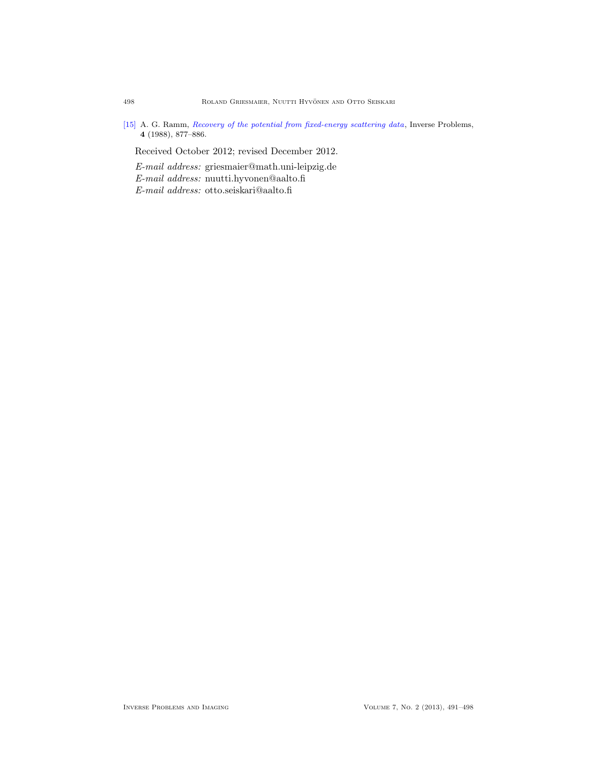[15] A. G. Ramm, *Recovery of the potential from fixed-energy scattering data*, Inverse Problems, **4** (1988), 877–886.

Received October 2012; revised December 2012.

*E-mail address:* griesmaier@math.uni-leipzig.de
*E-mail address:* nuutti.hyvonen@aalto.fi
*E-mail address:* otto.seiskari@aalto.fi